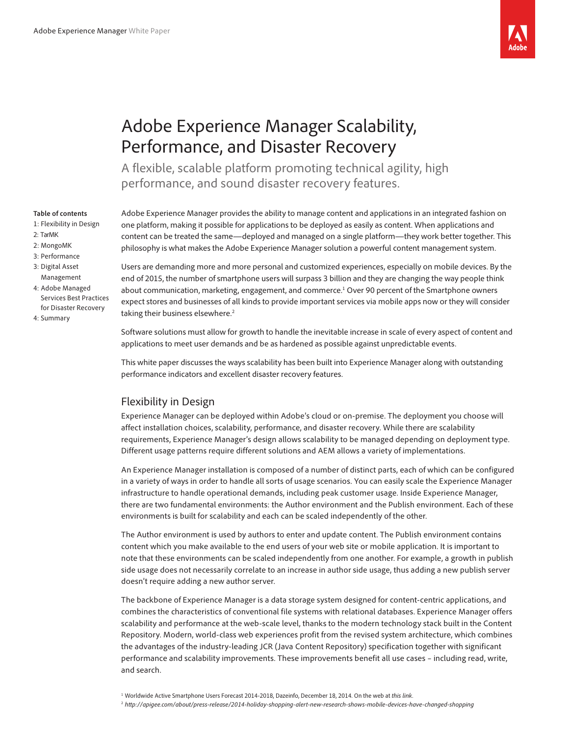# Adobe Experience Manager Scalability, Performance, and Disaster Recovery

A flexible, scalable platform promoting technical agility, high performance, and sound disaster recovery features.

**Table of contents**

1: Flexibility in Design
2: TarMK
2: MongoMK
3: Performance
3: Digital Asset Management
4: Adobe Managed Services Best Practices for Disaster Recovery
4: Summary

Adobe Experience Manager provides the ability to manage content and applications in an integrated fashion on one platform, making it possible for applications to be deployed as easily as content. When applications and content can be treated the same—deployed and managed on a single platform—they work better together. This philosophy is what makes the Adobe Experience Manager solution a powerful content management system.

Users are demanding more and more personal and customized experiences, especially on mobile devices. By the end of 2015, the number of smartphone users will surpass 3 billion and they are changing the way people think about communication, marketing, engagement, and commerce.[1] Over 90 percent of the Smartphone owners expect stores and businesses of all kinds to provide important services via mobile apps now or they will consider taking their business elsewhere.[2]

Software solutions must allow for growth to handle the inevitable increase in scale of every aspect of content and applications to meet user demands and be as hardened as possible against unpredictable events.

This white paper discusses the ways scalability has been built into Experience Manager along with outstanding performance indicators and excellent disaster recovery features.

## Flexibility in Design

Experience Manager can be deployed within Adobe's cloud or on-premise. The deployment you choose will affect installation choices, scalability, performance, and disaster recovery. While there are scalability requirements, Experience Manager's design allows scalability to be managed depending on deployment type. Different usage patterns require different solutions and AEM allows a variety of implementations.

An Experience Manager installation is composed of a number of distinct parts, each of which can be configured in a variety of ways in order to handle all sorts of usage scenarios. You can easily scale the Experience Manager infrastructure to handle operational demands, including peak customer usage. Inside Experience Manager, there are two fundamental environments: the Author environment and the Publish environment. Each of these environments is built for scalability and each can be scaled independently of the other.

The Author environment is used by authors to enter and update content. The Publish environment contains content which you make available to the end users of your web site or mobile application. It is important to note that these environments can be scaled independently from one another. For example, a growth in publish side usage does not necessarily correlate to an increase in author side usage, thus adding a new publish server doesn't require adding a new author server.

The backbone of Experience Manager is a data storage system designed for content-centric applications, and combines the characteristics of conventional file systems with relational databases. Experience Manager offers scalability and performance at the web-scale level, thanks to the modern technology stack built in the Content Repository. Modern, world-class web experiences profit from the revised system architecture, which combines the advantages of the industry-leading JCR (Java Content Repository) specification together with significant performance and scalability improvements. These improvements benefit all use cases – including read, write, and search.

[1] Worldwide Active Smartphone Users Forecast 2014-2018, Dazeinfo, December 18, 2014. On the web at *this link*.

[2] *http://apigee.com/about/press-release/2014-holiday-shopping-alert-new-research-shows-mobile-devices-have-changed-shopping*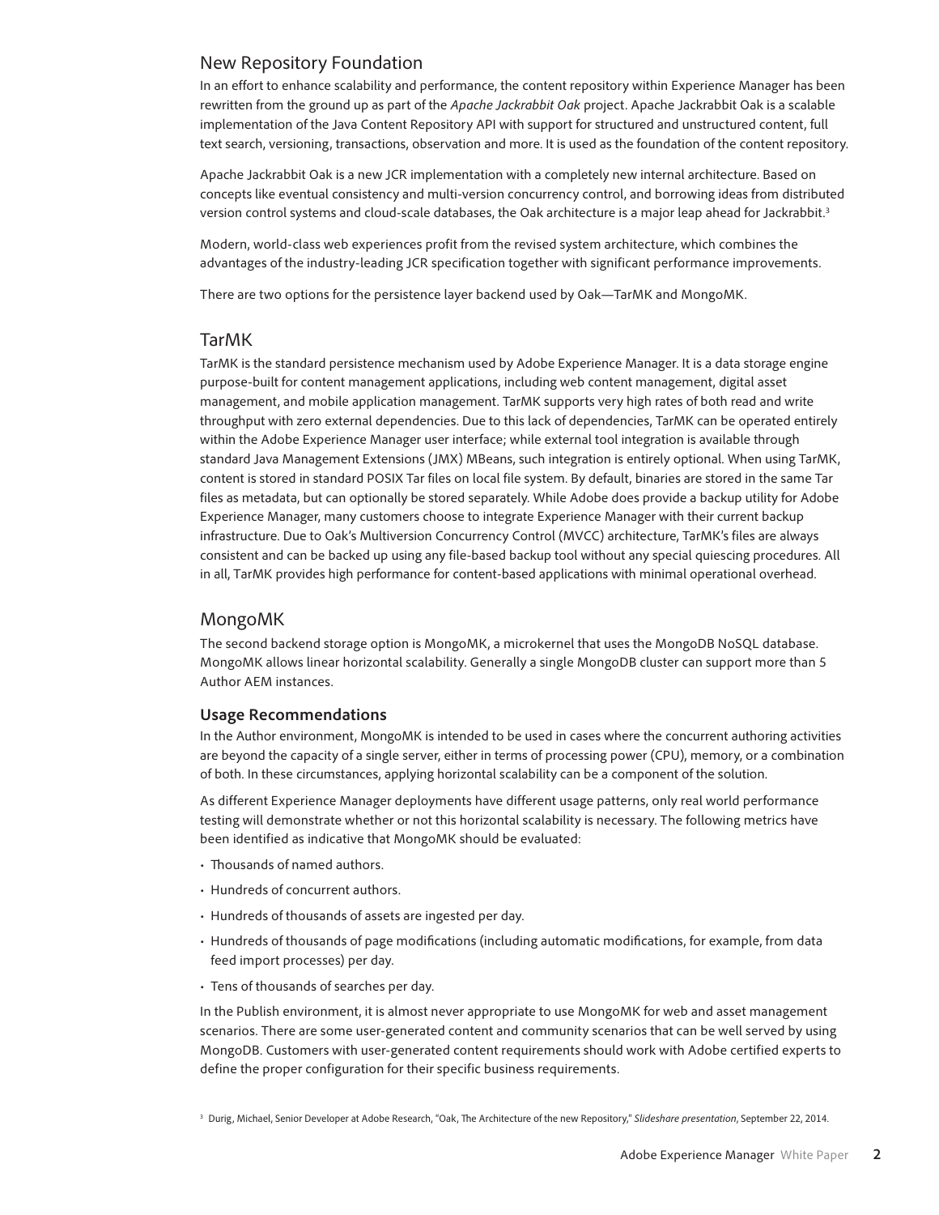## New Repository Foundation

In an effort to enhance scalability and performance, the content repository within Experience Manager has been rewritten from the ground up as part of the *Apache Jackrabbit Oak* project. Apache Jackrabbit Oak is a scalable implementation of the Java Content Repository API with support for structured and unstructured content, full text search, versioning, transactions, observation and more. It is used as the foundation of the content repository.

Apache Jackrabbit Oak is a new JCR implementation with a completely new internal architecture. Based on concepts like eventual consistency and multi-version concurrency control, and borrowing ideas from distributed version control systems and cloud-scale databases, the Oak architecture is a major leap ahead for Jackrabbit.[3]

Modern, world-class web experiences profit from the revised system architecture, which combines the advantages of the industry-leading JCR specification together with significant performance improvements.

There are two options for the persistence layer backend used by Oak—TarMK and MongoMK.

## TarMK

TarMK is the standard persistence mechanism used by Adobe Experience Manager. It is a data storage engine purpose-built for content management applications, including web content management, digital asset management, and mobile application management. TarMK supports very high rates of both read and write throughput with zero external dependencies. Due to this lack of dependencies, TarMK can be operated entirely within the Adobe Experience Manager user interface; while external tool integration is available through standard Java Management Extensions (JMX) MBeans, such integration is entirely optional. When using TarMK, content is stored in standard POSIX Tar files on local file system. By default, binaries are stored in the same Tar files as metadata, but can optionally be stored separately. While Adobe does provide a backup utility for Adobe Experience Manager, many customers choose to integrate Experience Manager with their current backup infrastructure. Due to Oak's Multiversion Concurrency Control (MVCC) architecture, TarMK's files are always consistent and can be backed up using any file-based backup tool without any special quiescing procedures. All in all, TarMK provides high performance for content-based applications with minimal operational overhead.

## MongoMK

The second backend storage option is MongoMK, a microkernel that uses the MongoDB NoSQL database. MongoMK allows linear horizontal scalability. Generally a single MongoDB cluster can support more than 5 Author AEM instances.

### Usage Recommendations

In the Author environment, MongoMK is intended to be used in cases where the concurrent authoring activities are beyond the capacity of a single server, either in terms of processing power (CPU), memory, or a combination of both. In these circumstances, applying horizontal scalability can be a component of the solution.

As different Experience Manager deployments have different usage patterns, only real world performance testing will demonstrate whether or not this horizontal scalability is necessary. The following metrics have been identified as indicative that MongoMK should be evaluated:

- Thousands of named authors.
- Hundreds of concurrent authors.
- Hundreds of thousands of assets are ingested per day.
- Hundreds of thousands of page modifications (including automatic modifications, for example, from data feed import processes) per day.
- Tens of thousands of searches per day.

In the Publish environment, it is almost never appropriate to use MongoMK for web and asset management scenarios. There are some user-generated content and community scenarios that can be well served by using MongoDB. Customers with user-generated content requirements should work with Adobe certified experts to define the proper configuration for their specific business requirements.

[3] Durig, Michael, Senior Developer at Adobe Research, "Oak, The Architecture of the new Repository," *Slideshare presentation*, September 22, 2014.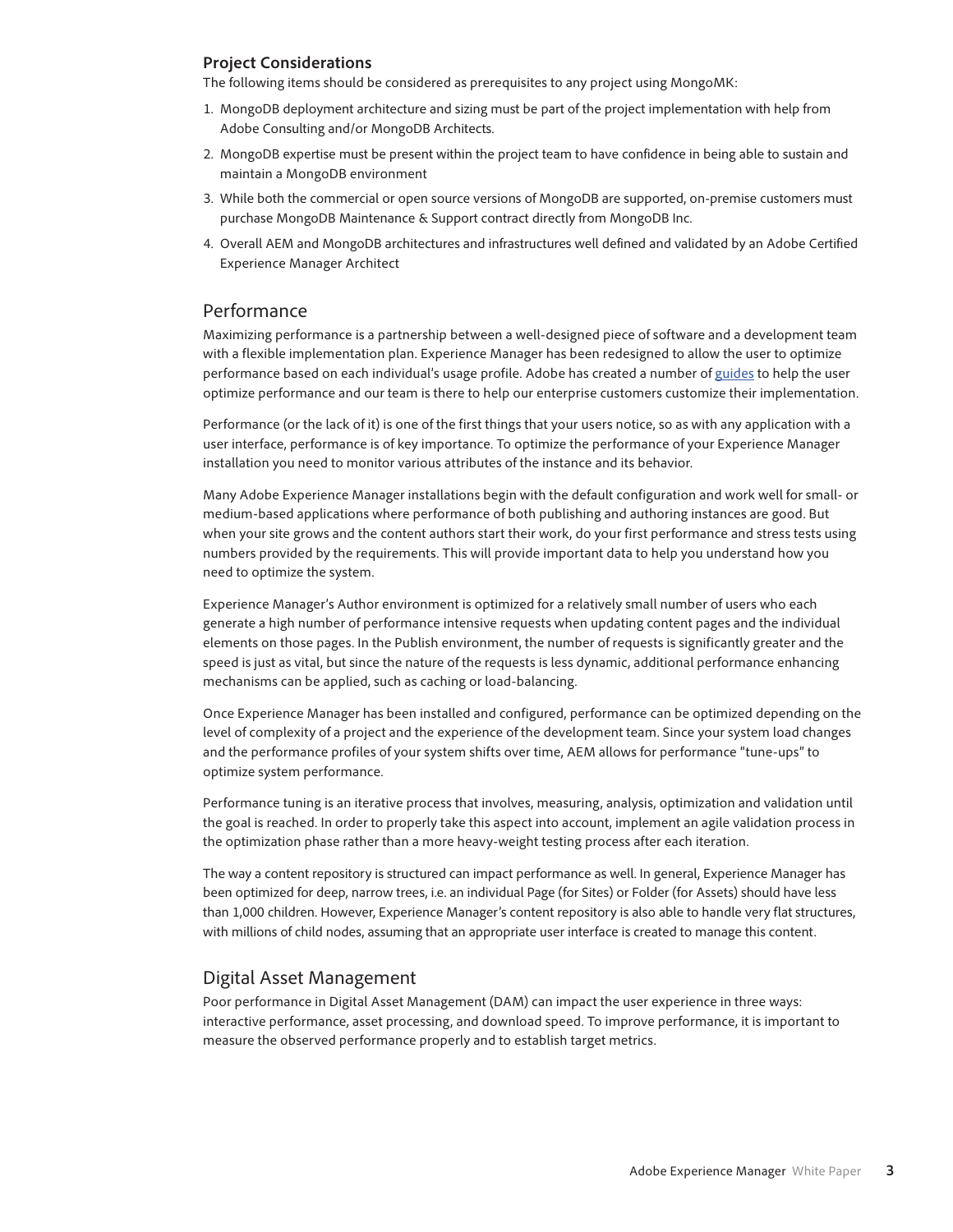### Project Considerations

The following items should be considered as prerequisites to any project using MongoMK:

1. MongoDB deployment architecture and sizing must be part of the project implementation with help from Adobe Consulting and/or MongoDB Architects.
2. MongoDB expertise must be present within the project team to have confidence in being able to sustain and maintain a MongoDB environment
3. While both the commercial or open source versions of MongoDB are supported, on-premise customers must purchase MongoDB Maintenance & Support contract directly from MongoDB Inc.
4. Overall AEM and MongoDB architectures and infrastructures well defined and validated by an Adobe Certified Experience Manager Architect

## Performance

Maximizing performance is a partnership between a well-designed piece of software and a development team with a flexible implementation plan. Experience Manager has been redesigned to allow the user to optimize performance based on each individual's usage profile. Adobe has created a number of guides to help the user optimize performance and our team is there to help our enterprise customers customize their implementation.

Performance (or the lack of it) is one of the first things that your users notice, so as with any application with a user interface, performance is of key importance. To optimize the performance of your Experience Manager installation you need to monitor various attributes of the instance and its behavior.

Many Adobe Experience Manager installations begin with the default configuration and work well for small- or medium-based applications where performance of both publishing and authoring instances are good. But when your site grows and the content authors start their work, do your first performance and stress tests using numbers provided by the requirements. This will provide important data to help you understand how you need to optimize the system.

Experience Manager's Author environment is optimized for a relatively small number of users who each generate a high number of performance intensive requests when updating content pages and the individual elements on those pages. In the Publish environment, the number of requests is significantly greater and the speed is just as vital, but since the nature of the requests is less dynamic, additional performance enhancing mechanisms can be applied, such as caching or load-balancing.

Once Experience Manager has been installed and configured, performance can be optimized depending on the level of complexity of a project and the experience of the development team. Since your system load changes and the performance profiles of your system shifts over time, AEM allows for performance "tune-ups" to optimize system performance.

Performance tuning is an iterative process that involves, measuring, analysis, optimization and validation until the goal is reached. In order to properly take this aspect into account, implement an agile validation process in the optimization phase rather than a more heavy-weight testing process after each iteration.

The way a content repository is structured can impact performance as well. In general, Experience Manager has been optimized for deep, narrow trees, i.e. an individual Page (for Sites) or Folder (for Assets) should have less than 1,000 children. However, Experience Manager's content repository is also able to handle very flat structures, with millions of child nodes, assuming that an appropriate user interface is created to manage this content.

## Digital Asset Management

Poor performance in Digital Asset Management (DAM) can impact the user experience in three ways: interactive performance, asset processing, and download speed. To improve performance, it is important to measure the observed performance properly and to establish target metrics.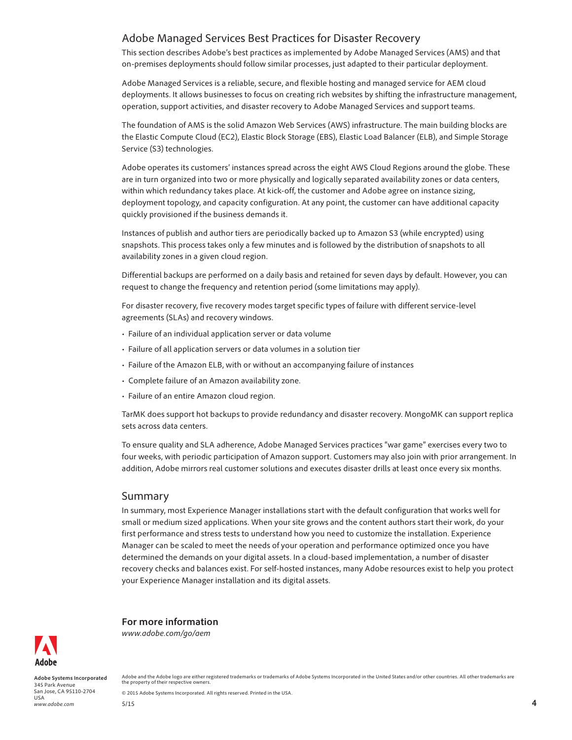## Adobe Managed Services Best Practices for Disaster Recovery

This section describes Adobe's best practices as implemented by Adobe Managed Services (AMS) and that on-premises deployments should follow similar processes, just adapted to their particular deployment.

Adobe Managed Services is a reliable, secure, and flexible hosting and managed service for AEM cloud deployments. It allows businesses to focus on creating rich websites by shifting the infrastructure management, operation, support activities, and disaster recovery to Adobe Managed Services and support teams.

The foundation of AMS is the solid Amazon Web Services (AWS) infrastructure. The main building blocks are the Elastic Compute Cloud (EC2), Elastic Block Storage (EBS), Elastic Load Balancer (ELB), and Simple Storage Service (S3) technologies.

Adobe operates its customers' instances spread across the eight AWS Cloud Regions around the globe. These are in turn organized into two or more physically and logically separated availability zones or data centers, within which redundancy takes place. At kick-off, the customer and Adobe agree on instance sizing, deployment topology, and capacity configuration. At any point, the customer can have additional capacity quickly provisioned if the business demands it.

Instances of publish and author tiers are periodically backed up to Amazon S3 (while encrypted) using snapshots. This process takes only a few minutes and is followed by the distribution of snapshots to all availability zones in a given cloud region.

Differential backups are performed on a daily basis and retained for seven days by default. However, you can request to change the frequency and retention period (some limitations may apply).

For disaster recovery, five recovery modes target specific types of failure with different service-level agreements (SLAs) and recovery windows.

- Failure of an individual application server or data volume
- Failure of all application servers or data volumes in a solution tier
- Failure of the Amazon ELB, with or without an accompanying failure of instances
- Complete failure of an Amazon availability zone.
- Failure of an entire Amazon cloud region.

TarMK does support hot backups to provide redundancy and disaster recovery. MongoMK can support replica sets across data centers.

To ensure quality and SLA adherence, Adobe Managed Services practices "war game" exercises every two to four weeks, with periodic participation of Amazon support. Customers may also join with prior arrangement. In addition, Adobe mirrors real customer solutions and executes disaster drills at least once every six months.

## Summary

In summary, most Experience Manager installations start with the default configuration that works well for small or medium sized applications. When your site grows and the content authors start their work, do your first performance and stress tests to understand how you need to customize the installation. Experience Manager can be scaled to meet the needs of your operation and performance optimized once you have determined the demands on your digital assets. In a cloud-based implementation, a number of disaster recovery checks and balances exist. For self-hosted instances, many Adobe resources exist to help you protect your Experience Manager installation and its digital assets.

**For more information**
*www.adobe.com/go/aem*

Adobe

**Adobe Systems Incorporated**
345 Park Avenue
San Jose, CA 95110-2704
USA
*www.adobe.com*

Adobe and the Adobe logo are either registered trademarks or trademarks of Adobe Systems Incorporated in the United States and/or other countries. All other trademarks are the property of their respective owners.

© 2015 Adobe Systems Incorporated. All rights reserved. Printed in the USA.

5/15